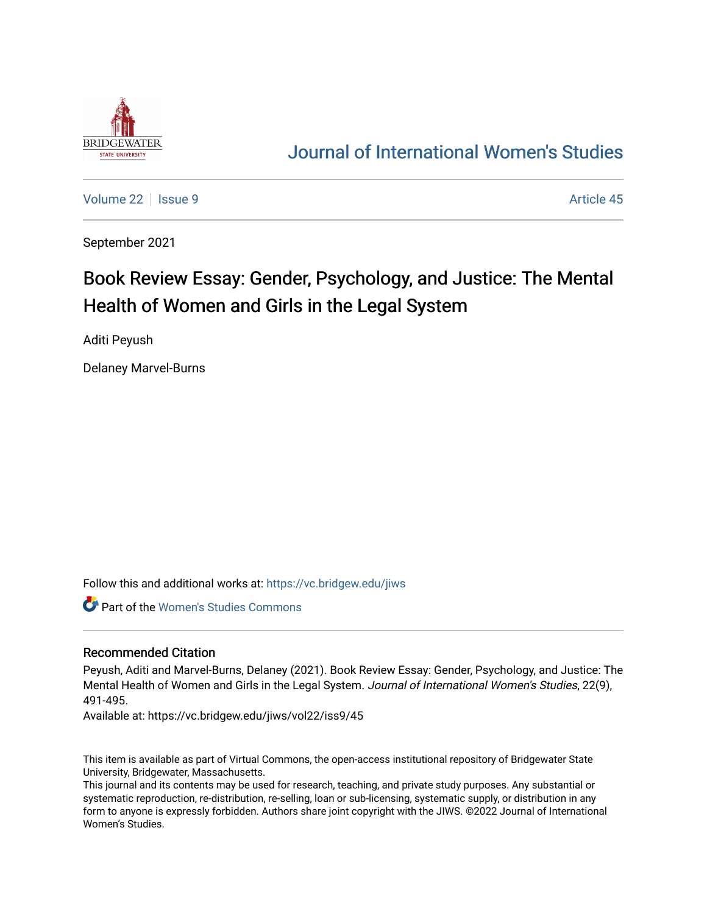Journal of International Women's Studies

Volume 22 | Issue 9 — Article 45

September 2021

# Book Review Essay: Gender, Psychology, and Justice: The Mental Health of Women and Girls in the Legal System

Aditi Peyush

Delaney Marvel-Burns

Follow this and additional works at: https://vc.bridgew.edu/jiws

Part of the Women's Studies Commons

## Recommended Citation

Peyush, Aditi and Marvel-Burns, Delaney (2021). Book Review Essay: Gender, Psychology, and Justice: The Mental Health of Women and Girls in the Legal System. *Journal of International Women's Studies*, 22(9), 491-495.

Available at: https://vc.bridgew.edu/jiws/vol22/iss9/45

This item is available as part of Virtual Commons, the open-access institutional repository of Bridgewater State University, Bridgewater, Massachusetts.

This journal and its contents may be used for research, teaching, and private study purposes. Any substantial or systematic reproduction, re-distribution, re-selling, loan or sub-licensing, systematic supply, or distribution in any form to anyone is expressly forbidden. Authors share joint copyright with the JIWS. ©2022 Journal of International Women's Studies.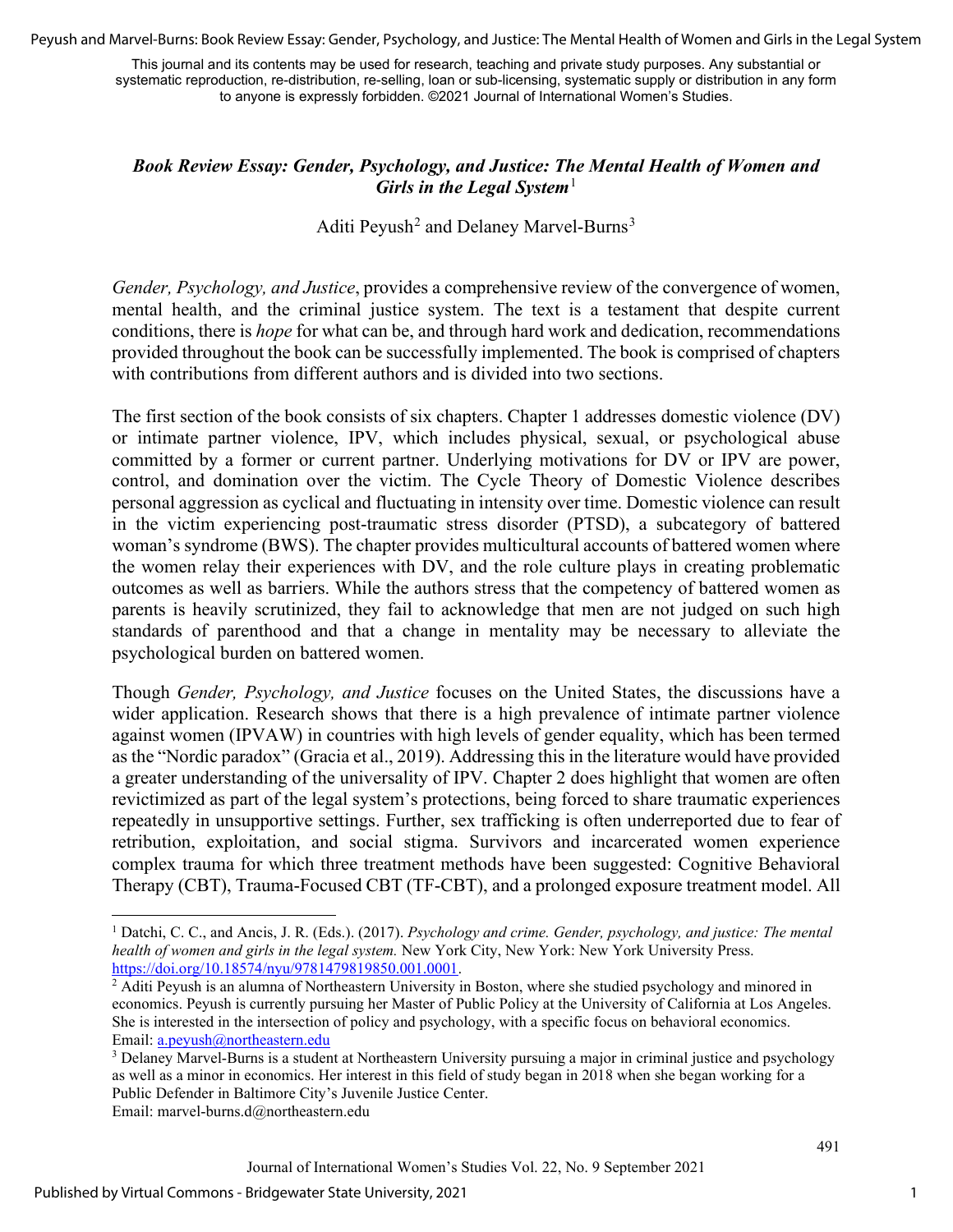This journal and its contents may be used for research, teaching and private study purposes. Any substantial or systematic reproduction, re-distribution, re-selling, loan or sub-licensing, systematic supply or distribution in any form to anyone is expressly forbidden. ©2021 Journal of International Women's Studies.

## *Book Review Essay: Gender, Psychology, and Justice: The Mental Health of Women and Girls in the Legal System*[1]

Aditi Peyush[2] and Delaney Marvel-Burns[3]

*Gender, Psychology, and Justice*, provides a comprehensive review of the convergence of women, mental health, and the criminal justice system. The text is a testament that despite current conditions, there is *hope* for what can be, and through hard work and dedication, recommendations provided throughout the book can be successfully implemented. The book is comprised of chapters with contributions from different authors and is divided into two sections.

The first section of the book consists of six chapters. Chapter 1 addresses domestic violence (DV) or intimate partner violence, IPV, which includes physical, sexual, or psychological abuse committed by a former or current partner. Underlying motivations for DV or IPV are power, control, and domination over the victim. The Cycle Theory of Domestic Violence describes personal aggression as cyclical and fluctuating in intensity over time. Domestic violence can result in the victim experiencing post-traumatic stress disorder (PTSD), a subcategory of battered woman's syndrome (BWS). The chapter provides multicultural accounts of battered women where the women relay their experiences with DV, and the role culture plays in creating problematic outcomes as well as barriers. While the authors stress that the competency of battered women as parents is heavily scrutinized, they fail to acknowledge that men are not judged on such high standards of parenthood and that a change in mentality may be necessary to alleviate the psychological burden on battered women.

Though *Gender, Psychology, and Justice* focuses on the United States, the discussions have a wider application. Research shows that there is a high prevalence of intimate partner violence against women (IPVAW) in countries with high levels of gender equality, which has been termed as the "Nordic paradox" (Gracia et al., 2019). Addressing this in the literature would have provided a greater understanding of the universality of IPV. Chapter 2 does highlight that women are often revictimized as part of the legal system's protections, being forced to share traumatic experiences repeatedly in unsupportive settings. Further, sex trafficking is often underreported due to fear of retribution, exploitation, and social stigma. Survivors and incarcerated women experience complex trauma for which three treatment methods have been suggested: Cognitive Behavioral Therapy (CBT), Trauma-Focused CBT (TF-CBT), and a prolonged exposure treatment model. All

---

[1] Datchi, C. C., and Ancis, J. R. (Eds.). (2017). *Psychology and crime. Gender, psychology, and justice: The mental health of women and girls in the legal system.* New York City, New York: New York University Press. https://doi.org/10.18574/nyu/9781479819850.001.0001.

[2] Aditi Peyush is an alumna of Northeastern University in Boston, where she studied psychology and minored in economics. Peyush is currently pursuing her Master of Public Policy at the University of California at Los Angeles. She is interested in the intersection of policy and psychology, with a specific focus on behavioral economics. Email: a.peyush@northeastern.edu

[3] Delaney Marvel-Burns is a student at Northeastern University pursuing a major in criminal justice and psychology as well as a minor in economics. Her interest in this field of study began in 2018 when she began working for a Public Defender in Baltimore City's Juvenile Justice Center.
Email: marvel-burns.d@northeastern.edu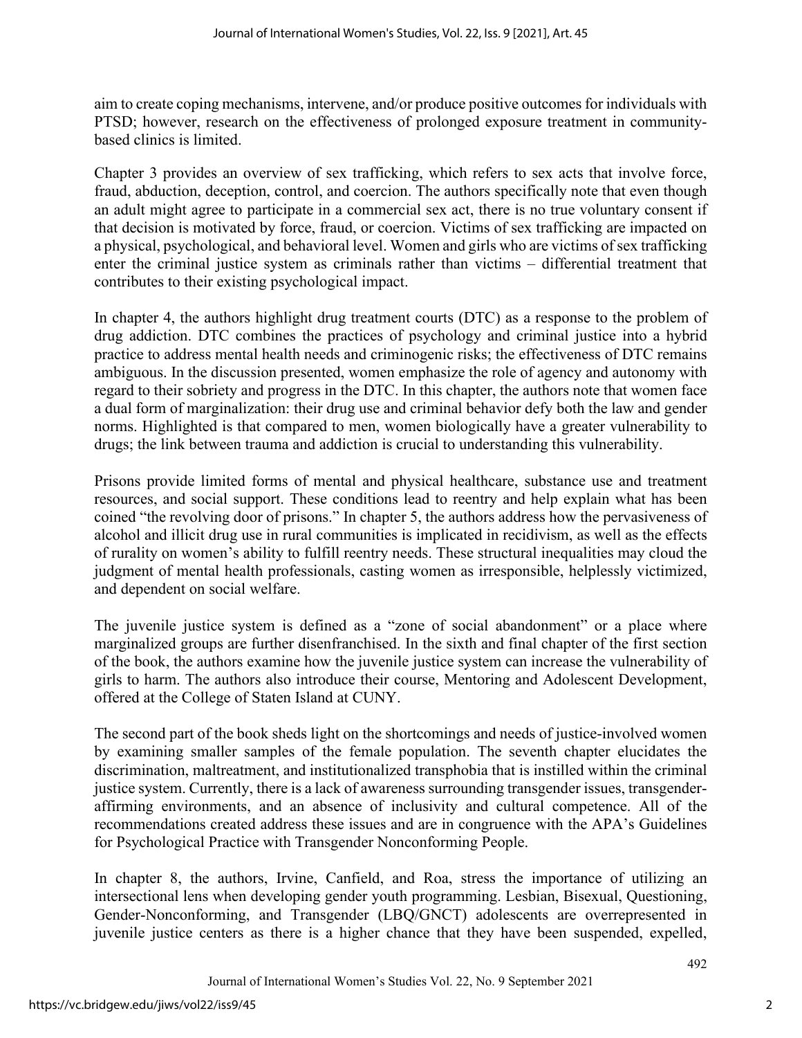aim to create coping mechanisms, intervene, and/or produce positive outcomes for individuals with PTSD; however, research on the effectiveness of prolonged exposure treatment in community-based clinics is limited.

Chapter 3 provides an overview of sex trafficking, which refers to sex acts that involve force, fraud, abduction, deception, control, and coercion. The authors specifically note that even though an adult might agree to participate in a commercial sex act, there is no true voluntary consent if that decision is motivated by force, fraud, or coercion. Victims of sex trafficking are impacted on a physical, psychological, and behavioral level. Women and girls who are victims of sex trafficking enter the criminal justice system as criminals rather than victims – differential treatment that contributes to their existing psychological impact.

In chapter 4, the authors highlight drug treatment courts (DTC) as a response to the problem of drug addiction. DTC combines the practices of psychology and criminal justice into a hybrid practice to address mental health needs and criminogenic risks; the effectiveness of DTC remains ambiguous. In the discussion presented, women emphasize the role of agency and autonomy with regard to their sobriety and progress in the DTC. In this chapter, the authors note that women face a dual form of marginalization: their drug use and criminal behavior defy both the law and gender norms. Highlighted is that compared to men, women biologically have a greater vulnerability to drugs; the link between trauma and addiction is crucial to understanding this vulnerability.

Prisons provide limited forms of mental and physical healthcare, substance use and treatment resources, and social support. These conditions lead to reentry and help explain what has been coined "the revolving door of prisons." In chapter 5, the authors address how the pervasiveness of alcohol and illicit drug use in rural communities is implicated in recidivism, as well as the effects of rurality on women's ability to fulfill reentry needs. These structural inequalities may cloud the judgment of mental health professionals, casting women as irresponsible, helplessly victimized, and dependent on social welfare.

The juvenile justice system is defined as a "zone of social abandonment" or a place where marginalized groups are further disenfranchised. In the sixth and final chapter of the first section of the book, the authors examine how the juvenile justice system can increase the vulnerability of girls to harm. The authors also introduce their course, Mentoring and Adolescent Development, offered at the College of Staten Island at CUNY.

The second part of the book sheds light on the shortcomings and needs of justice-involved women by examining smaller samples of the female population. The seventh chapter elucidates the discrimination, maltreatment, and institutionalized transphobia that is instilled within the criminal justice system. Currently, there is a lack of awareness surrounding transgender issues, transgender-affirming environments, and an absence of inclusivity and cultural competence. All of the recommendations created address these issues and are in congruence with the APA's Guidelines for Psychological Practice with Transgender Nonconforming People.

In chapter 8, the authors, Irvine, Canfield, and Roa, stress the importance of utilizing an intersectional lens when developing gender youth programming. Lesbian, Bisexual, Questioning, Gender-Nonconforming, and Transgender (LBQ/GNCT) adolescents are overrepresented in juvenile justice centers as there is a higher chance that they have been suspended, expelled,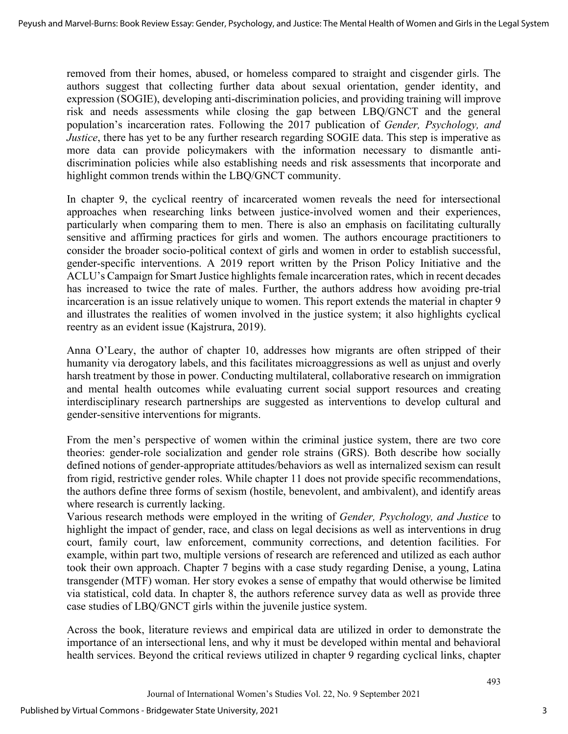removed from their homes, abused, or homeless compared to straight and cisgender girls. The authors suggest that collecting further data about sexual orientation, gender identity, and expression (SOGIE), developing anti-discrimination policies, and providing training will improve risk and needs assessments while closing the gap between LBQ/GNCT and the general population's incarceration rates. Following the 2017 publication of *Gender, Psychology, and Justice*, there has yet to be any further research regarding SOGIE data. This step is imperative as more data can provide policymakers with the information necessary to dismantle anti-discrimination policies while also establishing needs and risk assessments that incorporate and highlight common trends within the LBQ/GNCT community.

In chapter 9, the cyclical reentry of incarcerated women reveals the need for intersectional approaches when researching links between justice-involved women and their experiences, particularly when comparing them to men. There is also an emphasis on facilitating culturally sensitive and affirming practices for girls and women. The authors encourage practitioners to consider the broader socio-political context of girls and women in order to establish successful, gender-specific interventions. A 2019 report written by the Prison Policy Initiative and the ACLU's Campaign for Smart Justice highlights female incarceration rates, which in recent decades has increased to twice the rate of males. Further, the authors address how avoiding pre-trial incarceration is an issue relatively unique to women. This report extends the material in chapter 9 and illustrates the realities of women involved in the justice system; it also highlights cyclical reentry as an evident issue (Kajstrura, 2019).

Anna O'Leary, the author of chapter 10, addresses how migrants are often stripped of their humanity via derogatory labels, and this facilitates microaggressions as well as unjust and overly harsh treatment by those in power. Conducting multilateral, collaborative research on immigration and mental health outcomes while evaluating current social support resources and creating interdisciplinary research partnerships are suggested as interventions to develop cultural and gender-sensitive interventions for migrants.

From the men's perspective of women within the criminal justice system, there are two core theories: gender-role socialization and gender role strains (GRS). Both describe how socially defined notions of gender-appropriate attitudes/behaviors as well as internalized sexism can result from rigid, restrictive gender roles. While chapter 11 does not provide specific recommendations, the authors define three forms of sexism (hostile, benevolent, and ambivalent), and identify areas where research is currently lacking.

Various research methods were employed in the writing of *Gender, Psychology, and Justice* to highlight the impact of gender, race, and class on legal decisions as well as interventions in drug court, family court, law enforcement, community corrections, and detention facilities. For example, within part two, multiple versions of research are referenced and utilized as each author took their own approach. Chapter 7 begins with a case study regarding Denise, a young, Latina transgender (MTF) woman. Her story evokes a sense of empathy that would otherwise be limited via statistical, cold data. In chapter 8, the authors reference survey data as well as provide three case studies of LBQ/GNCT girls within the juvenile justice system.

Across the book, literature reviews and empirical data are utilized in order to demonstrate the importance of an intersectional lens, and why it must be developed within mental and behavioral health services. Beyond the critical reviews utilized in chapter 9 regarding cyclical links, chapter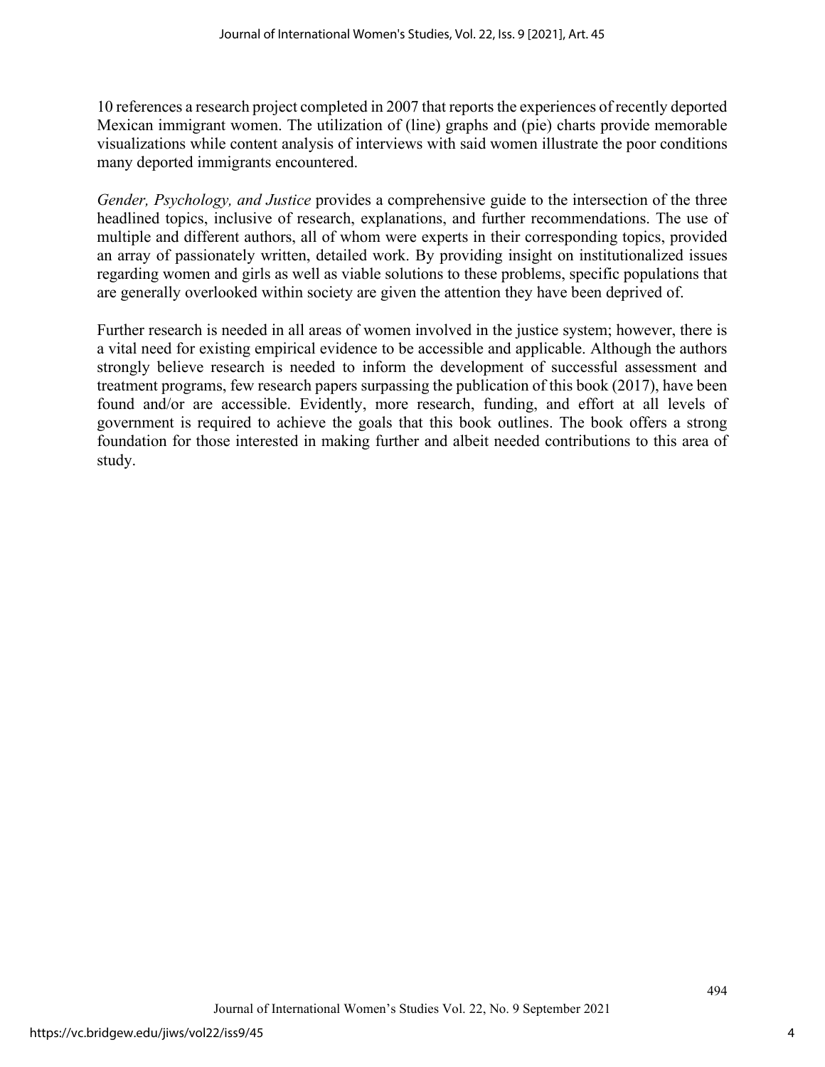10 references a research project completed in 2007 that reports the experiences of recently deported Mexican immigrant women. The utilization of (line) graphs and (pie) charts provide memorable visualizations while content analysis of interviews with said women illustrate the poor conditions many deported immigrants encountered.

*Gender, Psychology, and Justice* provides a comprehensive guide to the intersection of the three headlined topics, inclusive of research, explanations, and further recommendations. The use of multiple and different authors, all of whom were experts in their corresponding topics, provided an array of passionately written, detailed work. By providing insight on institutionalized issues regarding women and girls as well as viable solutions to these problems, specific populations that are generally overlooked within society are given the attention they have been deprived of.

Further research is needed in all areas of women involved in the justice system; however, there is a vital need for existing empirical evidence to be accessible and applicable. Although the authors strongly believe research is needed to inform the development of successful assessment and treatment programs, few research papers surpassing the publication of this book (2017), have been found and/or are accessible. Evidently, more research, funding, and effort at all levels of government is required to achieve the goals that this book outlines. The book offers a strong foundation for those interested in making further and albeit needed contributions to this area of study.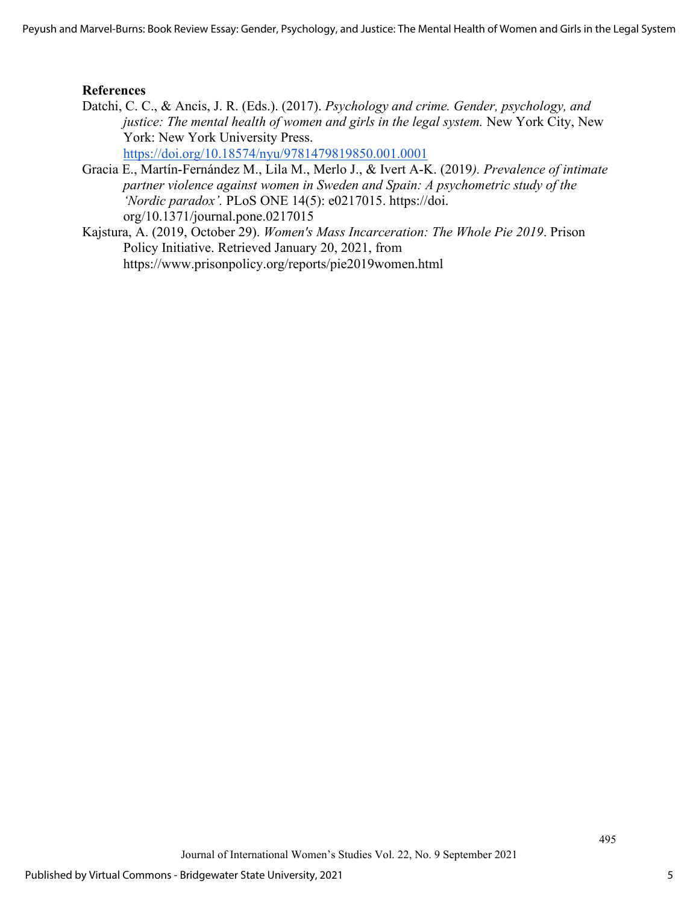**References**

Datchi, C. C., & Ancis, J. R. (Eds.). (2017). *Psychology and crime. Gender, psychology, and justice: The mental health of women and girls in the legal system.* New York City, New York: New York University Press. https://doi.org/10.18574/nyu/9781479819850.001.0001

Gracia E., Martín-Fernández M., Lila M., Merlo J., & Ivert A-K. (2019*). Prevalence of intimate partner violence against women in Sweden and Spain: A psychometric study of the 'Nordic paradox'.* PLoS ONE 14(5): e0217015. https://doi. org/10.1371/journal.pone.0217015

Kajstura, A. (2019, October 29). *Women's Mass Incarceration: The Whole Pie 2019*. Prison Policy Initiative. Retrieved January 20, 2021, from https://www.prisonpolicy.org/reports/pie2019women.html